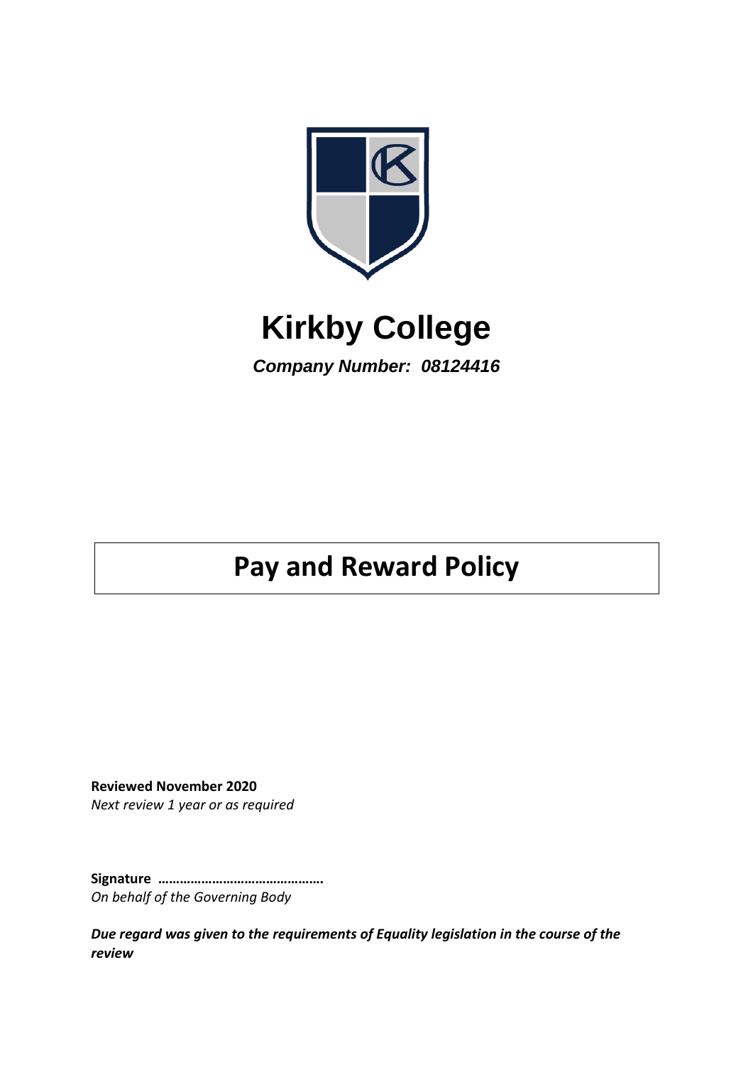# Kirkby College

***Company Number: 08124416***

# Pay and Reward Policy

**Reviewed November 2020**

*Next review 1 year or as required*

**Signature …………………………………….**

*On behalf of the Governing Body*

***Due regard was given to the requirements of Equality legislation in the course of the review***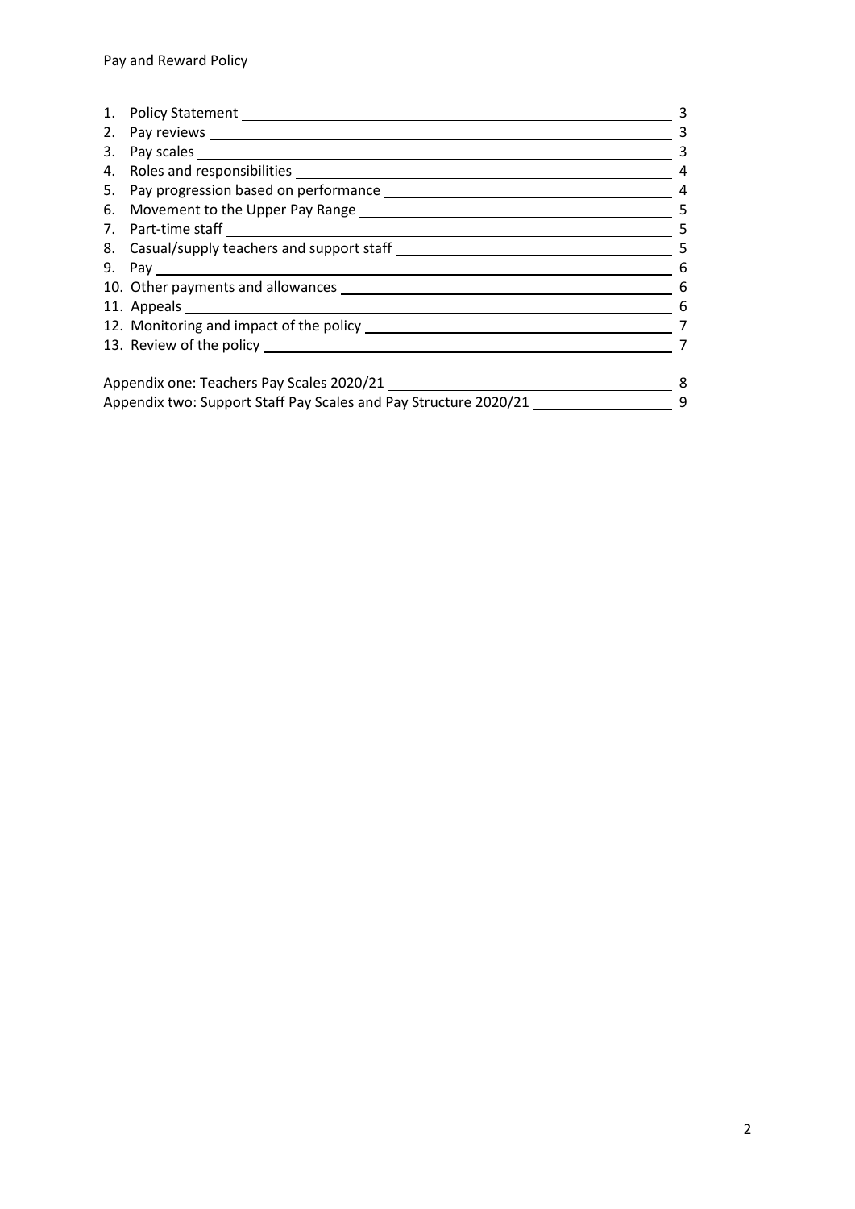| | | |
|---|---|---|
| 1. | Policy Statement | 3 |
| 2. | Pay reviews | 3 |
| 3. | Pay scales | 3 |
| 4. | Roles and responsibilities | 4 |
| 5. | Pay progression based on performance | 4 |
| 6. | Movement to the Upper Pay Range | 5 |
| 7. | Part-time staff | 5 |
| 8. | Casual/supply teachers and support staff | 5 |
| 9. | Pay | 6 |
| 10. | Other payments and allowances | 6 |
| 11. | Appeals | 6 |
| 12. | Monitoring and impact of the policy | 7 |
| 13. | Review of the policy | 7 |
| | Appendix one: Teachers Pay Scales 2020/21 | 8 |
| | Appendix two: Support Staff Pay Scales and Pay Structure 2020/21 | 9 |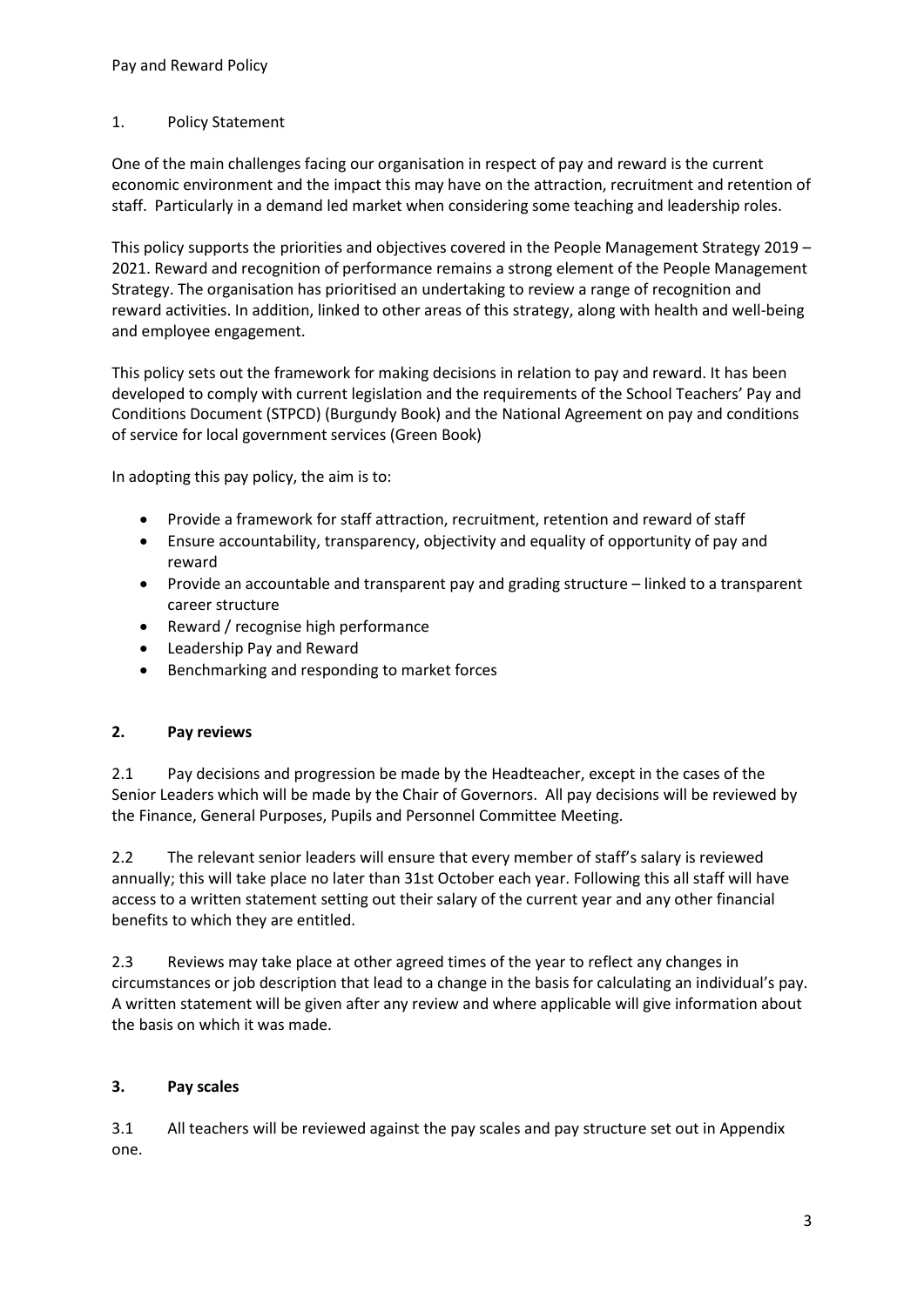Pay and Reward Policy

## 1. Policy Statement

One of the main challenges facing our organisation in respect of pay and reward is the current economic environment and the impact this may have on the attraction, recruitment and retention of staff. Particularly in a demand led market when considering some teaching and leadership roles.

This policy supports the priorities and objectives covered in the People Management Strategy 2019 – 2021. Reward and recognition of performance remains a strong element of the People Management Strategy. The organisation has prioritised an undertaking to review a range of recognition and reward activities. In addition, linked to other areas of this strategy, along with health and well-being and employee engagement.

This policy sets out the framework for making decisions in relation to pay and reward. It has been developed to comply with current legislation and the requirements of the School Teachers' Pay and Conditions Document (STPCD) (Burgundy Book) and the National Agreement on pay and conditions of service for local government services (Green Book)

In adopting this pay policy, the aim is to:

- Provide a framework for staff attraction, recruitment, retention and reward of staff
- Ensure accountability, transparency, objectivity and equality of opportunity of pay and reward
- Provide an accountable and transparent pay and grading structure – linked to a transparent career structure
- Reward / recognise high performance
- Leadership Pay and Reward
- Benchmarking and responding to market forces

## 2. Pay reviews

2.1 Pay decisions and progression be made by the Headteacher, except in the cases of the Senior Leaders which will be made by the Chair of Governors. All pay decisions will be reviewed by the Finance, General Purposes, Pupils and Personnel Committee Meeting.

2.2 The relevant senior leaders will ensure that every member of staff's salary is reviewed annually; this will take place no later than 31st October each year. Following this all staff will have access to a written statement setting out their salary of the current year and any other financial benefits to which they are entitled.

2.3 Reviews may take place at other agreed times of the year to reflect any changes in circumstances or job description that lead to a change in the basis for calculating an individual's pay. A written statement will be given after any review and where applicable will give information about the basis on which it was made.

## 3. Pay scales

3.1 All teachers will be reviewed against the pay scales and pay structure set out in Appendix one.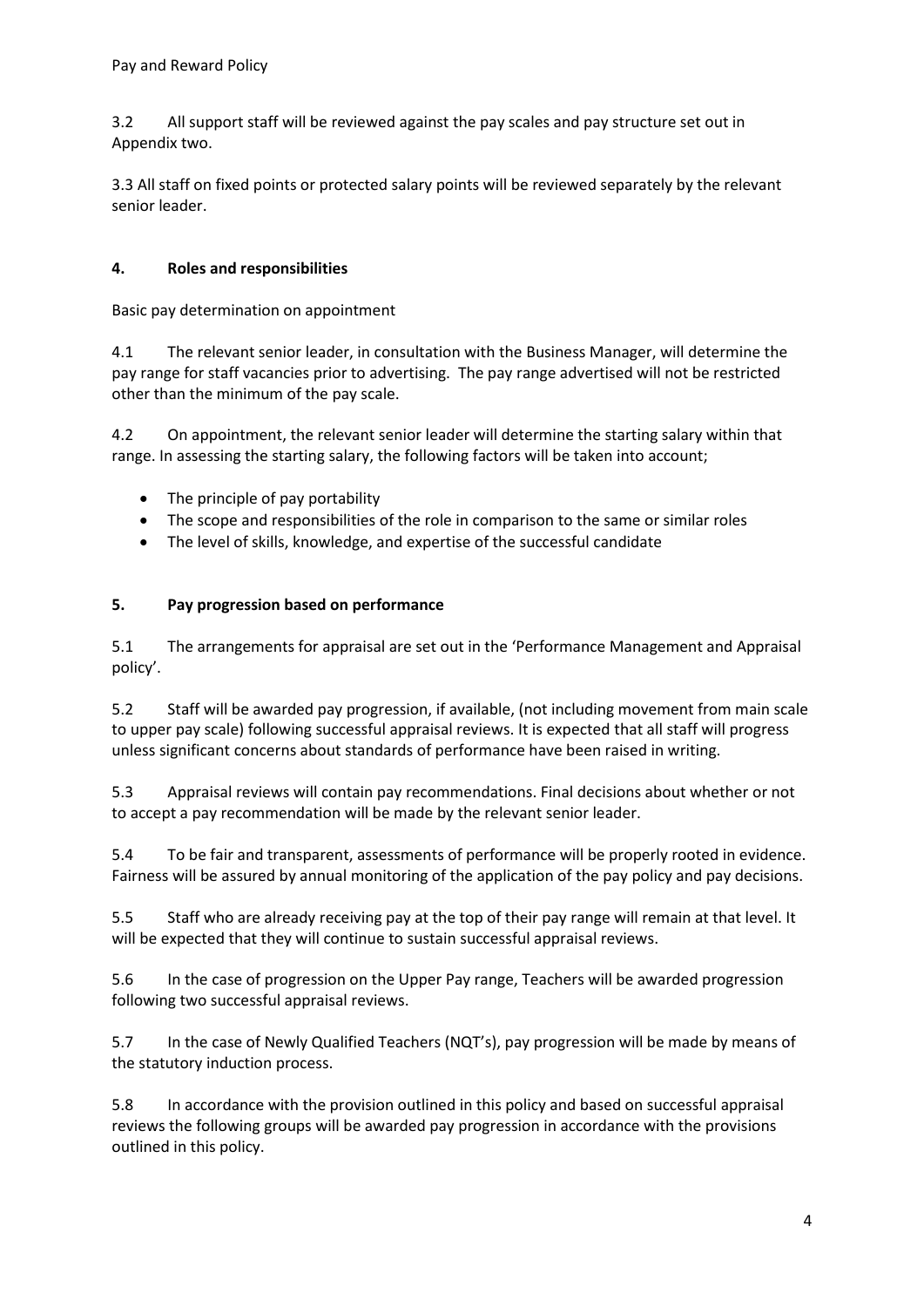3.2 All support staff will be reviewed against the pay scales and pay structure set out in Appendix two.

3.3 All staff on fixed points or protected salary points will be reviewed separately by the relevant senior leader.

## 4. Roles and responsibilities

Basic pay determination on appointment

4.1 The relevant senior leader, in consultation with the Business Manager, will determine the pay range for staff vacancies prior to advertising. The pay range advertised will not be restricted other than the minimum of the pay scale.

4.2 On appointment, the relevant senior leader will determine the starting salary within that range. In assessing the starting salary, the following factors will be taken into account;

- The principle of pay portability
- The scope and responsibilities of the role in comparison to the same or similar roles
- The level of skills, knowledge, and expertise of the successful candidate

## 5. Pay progression based on performance

5.1 The arrangements for appraisal are set out in the 'Performance Management and Appraisal policy'.

5.2 Staff will be awarded pay progression, if available, (not including movement from main scale to upper pay scale) following successful appraisal reviews. It is expected that all staff will progress unless significant concerns about standards of performance have been raised in writing.

5.3 Appraisal reviews will contain pay recommendations. Final decisions about whether or not to accept a pay recommendation will be made by the relevant senior leader.

5.4 To be fair and transparent, assessments of performance will be properly rooted in evidence. Fairness will be assured by annual monitoring of the application of the pay policy and pay decisions.

5.5 Staff who are already receiving pay at the top of their pay range will remain at that level. It will be expected that they will continue to sustain successful appraisal reviews.

5.6 In the case of progression on the Upper Pay range, Teachers will be awarded progression following two successful appraisal reviews.

5.7 In the case of Newly Qualified Teachers (NQT's), pay progression will be made by means of the statutory induction process.

5.8 In accordance with the provision outlined in this policy and based on successful appraisal reviews the following groups will be awarded pay progression in accordance with the provisions outlined in this policy.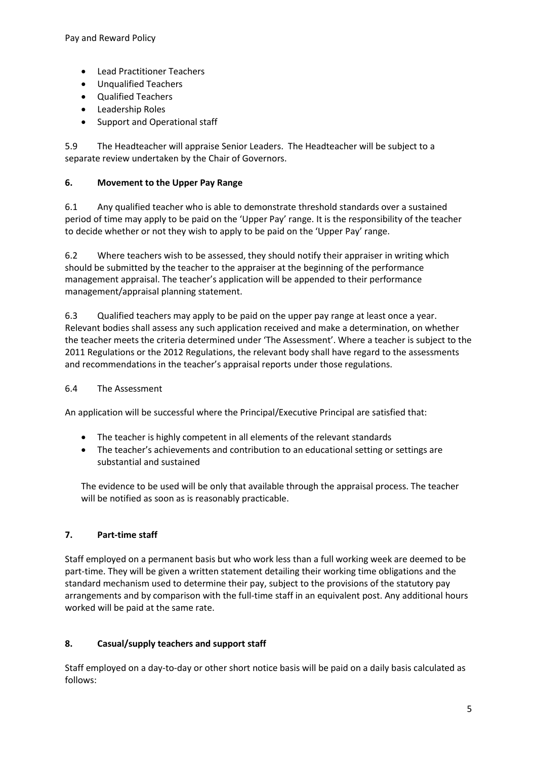- Lead Practitioner Teachers
- Unqualified Teachers
- Qualified Teachers
- Leadership Roles
- Support and Operational staff

5.9 The Headteacher will appraise Senior Leaders. The Headteacher will be subject to a separate review undertaken by the Chair of Governors.

## 6. Movement to the Upper Pay Range

6.1 Any qualified teacher who is able to demonstrate threshold standards over a sustained period of time may apply to be paid on the 'Upper Pay' range. It is the responsibility of the teacher to decide whether or not they wish to apply to be paid on the 'Upper Pay' range.

6.2 Where teachers wish to be assessed, they should notify their appraiser in writing which should be submitted by the teacher to the appraiser at the beginning of the performance management appraisal. The teacher's application will be appended to their performance management/appraisal planning statement.

6.3 Qualified teachers may apply to be paid on the upper pay range at least once a year. Relevant bodies shall assess any such application received and make a determination, on whether the teacher meets the criteria determined under 'The Assessment'. Where a teacher is subject to the 2011 Regulations or the 2012 Regulations, the relevant body shall have regard to the assessments and recommendations in the teacher's appraisal reports under those regulations.

6.4 The Assessment

An application will be successful where the Principal/Executive Principal are satisfied that:

- The teacher is highly competent in all elements of the relevant standards
- The teacher's achievements and contribution to an educational setting or settings are substantial and sustained

The evidence to be used will be only that available through the appraisal process. The teacher will be notified as soon as is reasonably practicable.

## 7. Part-time staff

Staff employed on a permanent basis but who work less than a full working week are deemed to be part-time. They will be given a written statement detailing their working time obligations and the standard mechanism used to determine their pay, subject to the provisions of the statutory pay arrangements and by comparison with the full-time staff in an equivalent post. Any additional hours worked will be paid at the same rate.

## 8. Casual/supply teachers and support staff

Staff employed on a day-to-day or other short notice basis will be paid on a daily basis calculated as follows: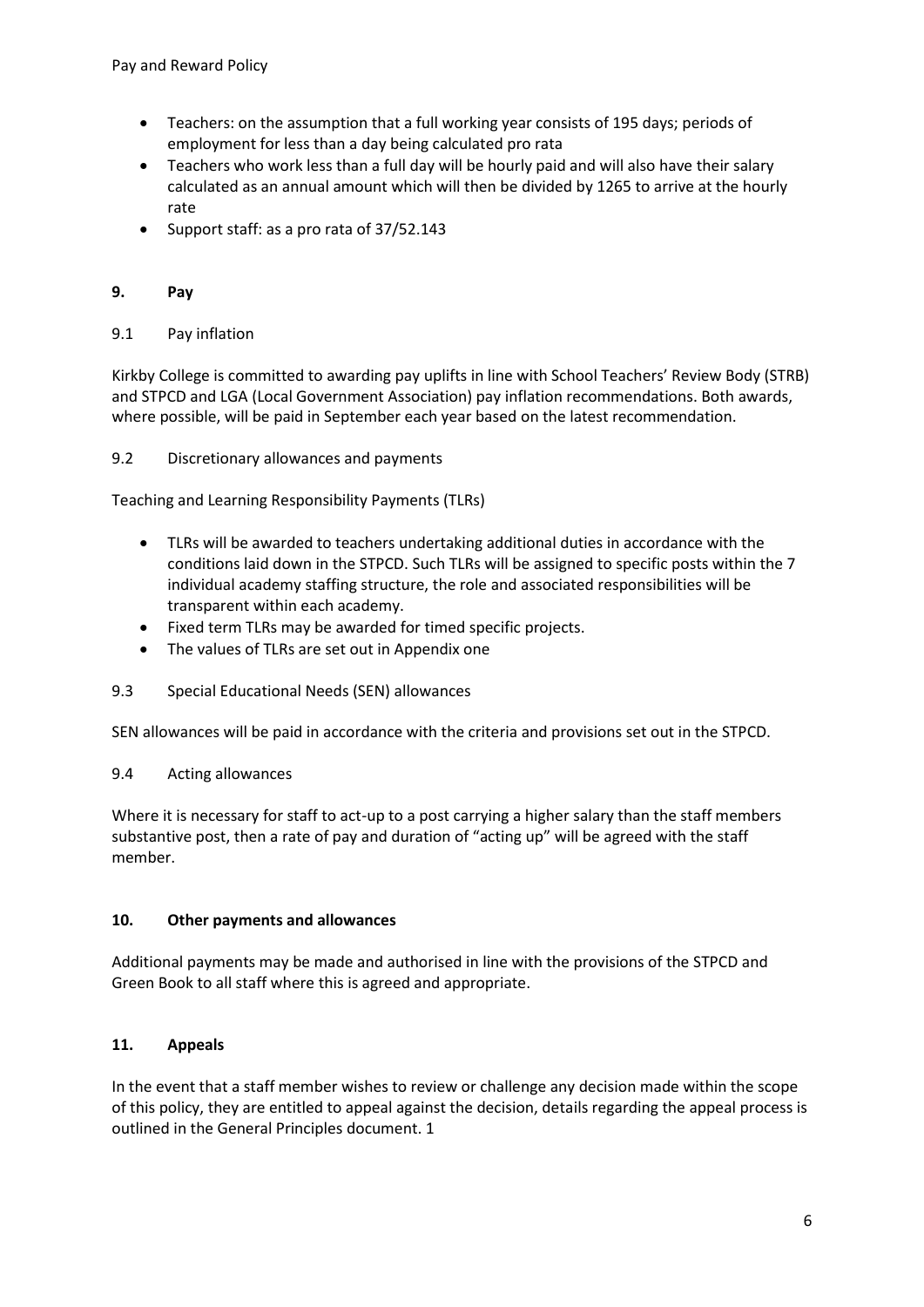- Teachers: on the assumption that a full working year consists of 195 days; periods of employment for less than a day being calculated pro rata
- Teachers who work less than a full day will be hourly paid and will also have their salary calculated as an annual amount which will then be divided by 1265 to arrive at the hourly rate
- Support staff: as a pro rata of 37/52.143

## 9. Pay

### 9.1 Pay inflation

Kirkby College is committed to awarding pay uplifts in line with School Teachers' Review Body (STRB) and STPCD and LGA (Local Government Association) pay inflation recommendations. Both awards, where possible, will be paid in September each year based on the latest recommendation.

### 9.2 Discretionary allowances and payments

Teaching and Learning Responsibility Payments (TLRs)

- TLRs will be awarded to teachers undertaking additional duties in accordance with the conditions laid down in the STPCD. Such TLRs will be assigned to specific posts within the 7 individual academy staffing structure, the role and associated responsibilities will be transparent within each academy.
- Fixed term TLRs may be awarded for timed specific projects.
- The values of TLRs are set out in Appendix one

### 9.3 Special Educational Needs (SEN) allowances

SEN allowances will be paid in accordance with the criteria and provisions set out in the STPCD.

### 9.4 Acting allowances

Where it is necessary for staff to act-up to a post carrying a higher salary than the staff members substantive post, then a rate of pay and duration of "acting up" will be agreed with the staff member.

## 10. Other payments and allowances

Additional payments may be made and authorised in line with the provisions of the STPCD and Green Book to all staff where this is agreed and appropriate.

## 11. Appeals

In the event that a staff member wishes to review or challenge any decision made within the scope of this policy, they are entitled to appeal against the decision, details regarding the appeal process is outlined in the General Principles document. 1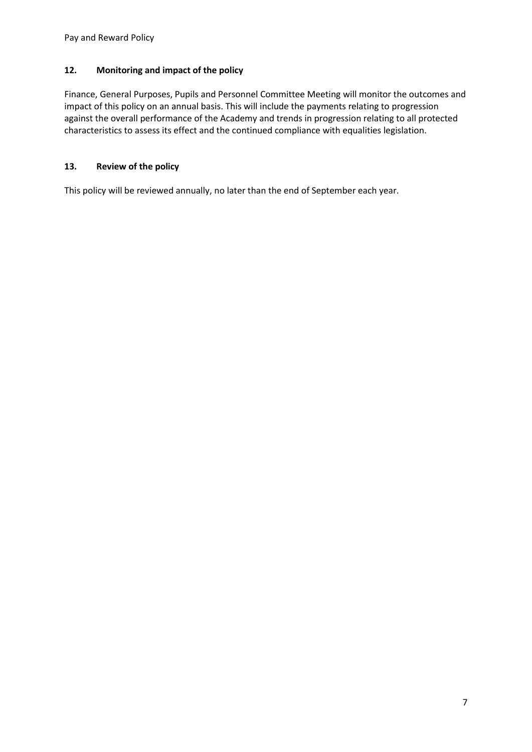## 12. Monitoring and impact of the policy

Finance, General Purposes, Pupils and Personnel Committee Meeting will monitor the outcomes and impact of this policy on an annual basis. This will include the payments relating to progression against the overall performance of the Academy and trends in progression relating to all protected characteristics to assess its effect and the continued compliance with equalities legislation.

## 13. Review of the policy

This policy will be reviewed annually, no later than the end of September each year.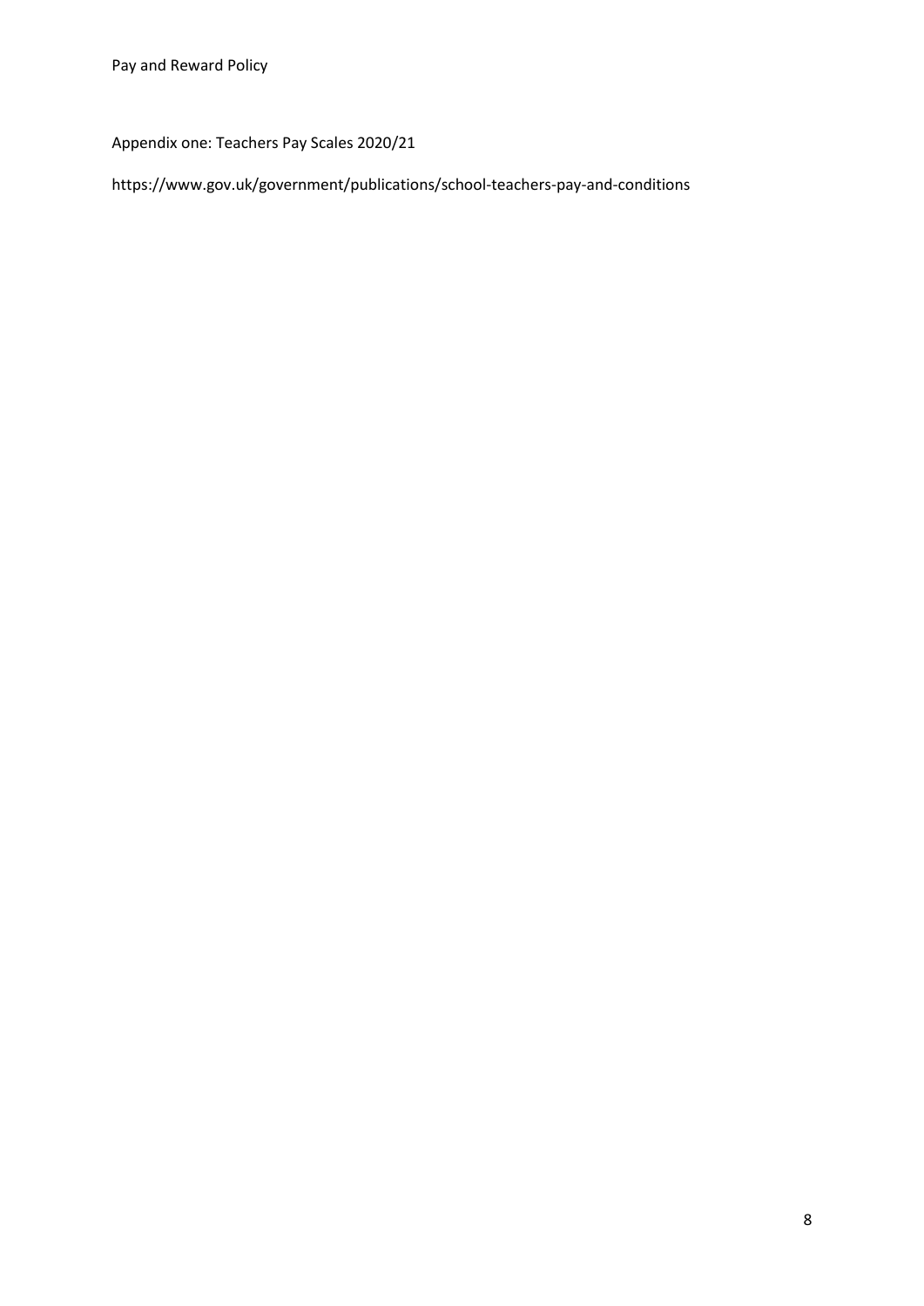Appendix one: Teachers Pay Scales 2020/21

https://www.gov.uk/government/publications/school-teachers-pay-and-conditions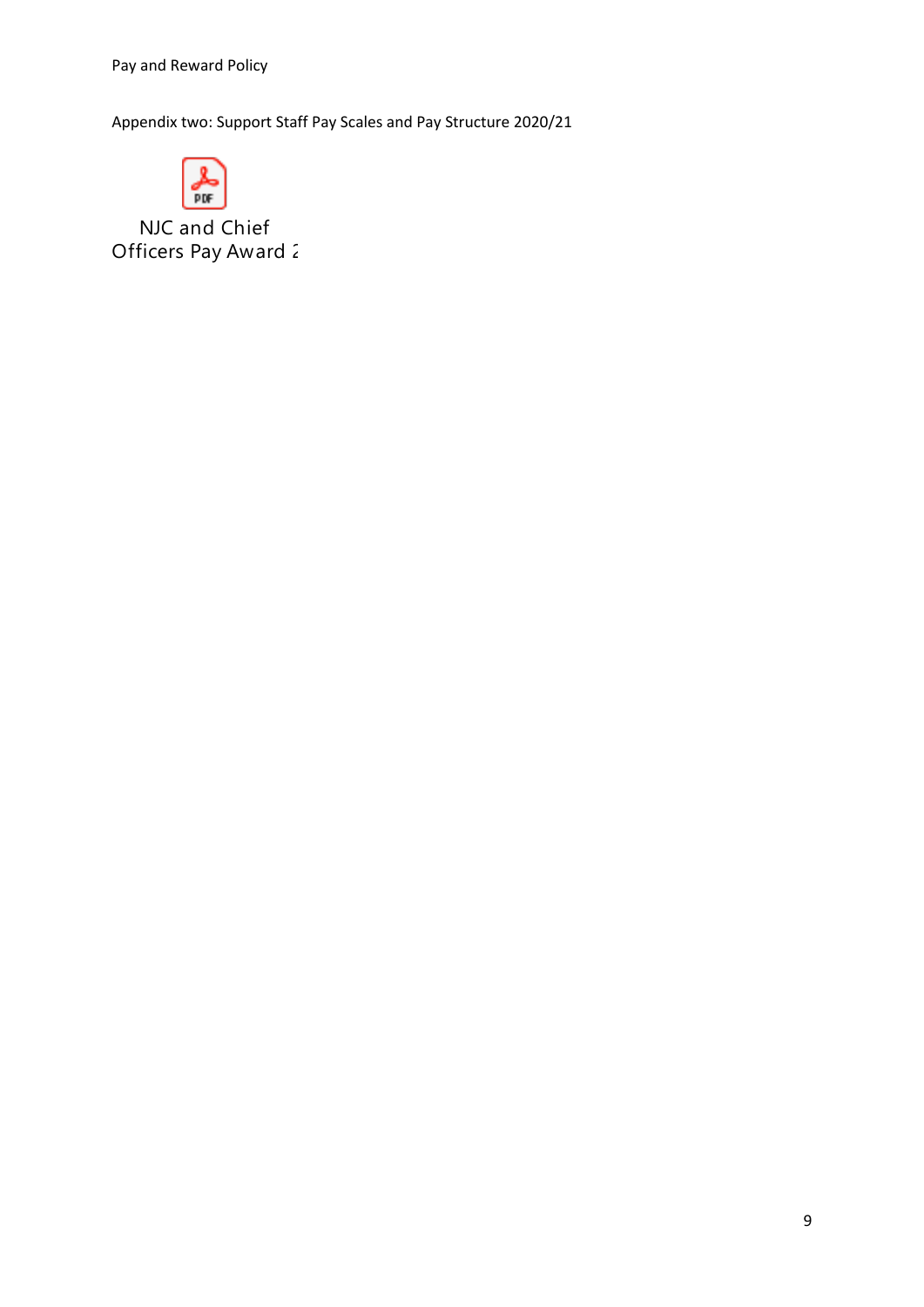Appendix two: Support Staff Pay Scales and Pay Structure 2020/21

NJC and Chief Officers Pay Award 2